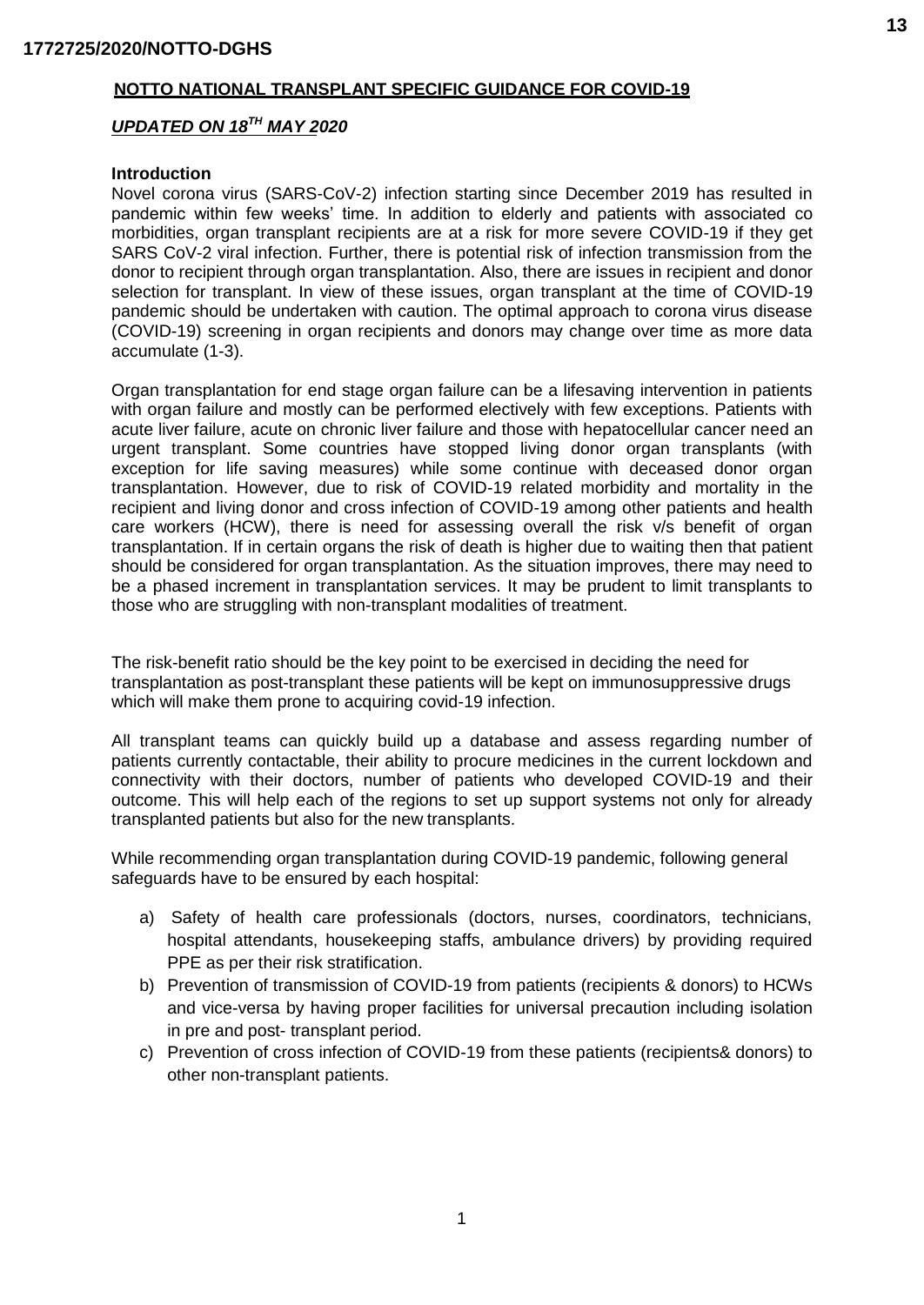**1772725/2020/NOTTO-DGHS**

# NOTTO NATIONAL TRANSPLANT SPECIFIC GUIDANCE FOR COVID-19

***UPDATED ON 18TH MAY 2020***

**Introduction**

Novel corona virus (SARS-CoV-2) infection starting since December 2019 has resulted in pandemic within few weeks' time. In addition to elderly and patients with associated co morbidities, organ transplant recipients are at a risk for more severe COVID-19 if they get SARS CoV-2 viral infection. Further, there is potential risk of infection transmission from the donor to recipient through organ transplantation. Also, there are issues in recipient and donor selection for transplant. In view of these issues, organ transplant at the time of COVID-19 pandemic should be undertaken with caution. The optimal approach to corona virus disease (COVID-19) screening in organ recipients and donors may change over time as more data accumulate (1-3).

Organ transplantation for end stage organ failure can be a lifesaving intervention in patients with organ failure and mostly can be performed electively with few exceptions. Patients with acute liver failure, acute on chronic liver failure and those with hepatocellular cancer need an urgent transplant. Some countries have stopped living donor organ transplants (with exception for life saving measures) while some continue with deceased donor organ transplantation. However, due to risk of COVID-19 related morbidity and mortality in the recipient and living donor and cross infection of COVID-19 among other patients and health care workers (HCW), there is need for assessing overall the risk v/s benefit of organ transplantation. If in certain organs the risk of death is higher due to waiting then that patient should be considered for organ transplantation. As the situation improves, there may need to be a phased increment in transplantation services. It may be prudent to limit transplants to those who are struggling with non-transplant modalities of treatment.

The risk-benefit ratio should be the key point to be exercised in deciding the need for transplantation as post-transplant these patients will be kept on immunosuppressive drugs which will make them prone to acquiring covid-19 infection.

All transplant teams can quickly build up a database and assess regarding number of patients currently contactable, their ability to procure medicines in the current lockdown and connectivity with their doctors, number of patients who developed COVID-19 and their outcome. This will help each of the regions to set up support systems not only for already transplanted patients but also for the new transplants.

While recommending organ transplantation during COVID-19 pandemic, following general safeguards have to be ensured by each hospital:

a) Safety of health care professionals (doctors, nurses, coordinators, technicians, hospital attendants, housekeeping staffs, ambulance drivers) by providing required PPE as per their risk stratification.
b) Prevention of transmission of COVID-19 from patients (recipients & donors) to HCWs and vice-versa by having proper facilities for universal precaution including isolation in pre and post- transplant period.
c) Prevention of cross infection of COVID-19 from these patients (recipients& donors) to other non-transplant patients.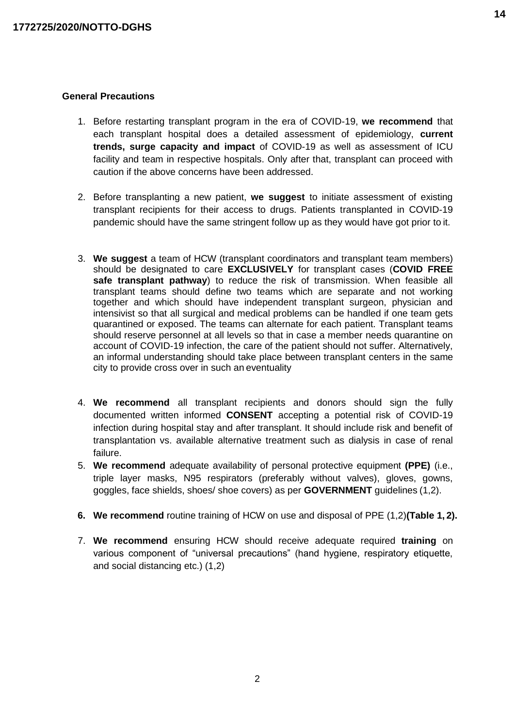### General Precautions

1. Before restarting transplant program in the era of COVID-19, **we recommend** that each transplant hospital does a detailed assessment of epidemiology, **current trends, surge capacity and impact** of COVID-19 as well as assessment of ICU facility and team in respective hospitals. Only after that, transplant can proceed with caution if the above concerns have been addressed.

2. Before transplanting a new patient, **we suggest** to initiate assessment of existing transplant recipients for their access to drugs. Patients transplanted in COVID-19 pandemic should have the same stringent follow up as they would have got prior to it.

3. **We suggest** a team of HCW (transplant coordinators and transplant team members) should be designated to care **EXCLUSIVELY** for transplant cases (**COVID FREE safe transplant pathway**) to reduce the risk of transmission. When feasible all transplant teams should define two teams which are separate and not working together and which should have independent transplant surgeon, physician and intensivist so that all surgical and medical problems can be handled if one team gets quarantined or exposed. The teams can alternate for each patient. Transplant teams should reserve personnel at all levels so that in case a member needs quarantine on account of COVID-19 infection, the care of the patient should not suffer. Alternatively, an informal understanding should take place between transplant centers in the same city to provide cross over in such an eventuality

4. **We recommend** all transplant recipients and donors should sign the fully documented written informed **CONSENT** accepting a potential risk of COVID-19 infection during hospital stay and after transplant. It should include risk and benefit of transplantation vs. available alternative treatment such as dialysis in case of renal failure.
5. **We recommend** adequate availability of personal protective equipment **(PPE)** (i.e., triple layer masks, N95 respirators (preferably without valves), gloves, gowns, goggles, face shields, shoes/ shoe covers) as per **GOVERNMENT** guidelines (1,2).

6. **We recommend** routine training of HCW on use and disposal of PPE (1,2)**(Table 1, 2).**

7. **We recommend** ensuring HCW should receive adequate required **training** on various component of "universal precautions" (hand hygiene, respiratory etiquette, and social distancing etc.) (1,2)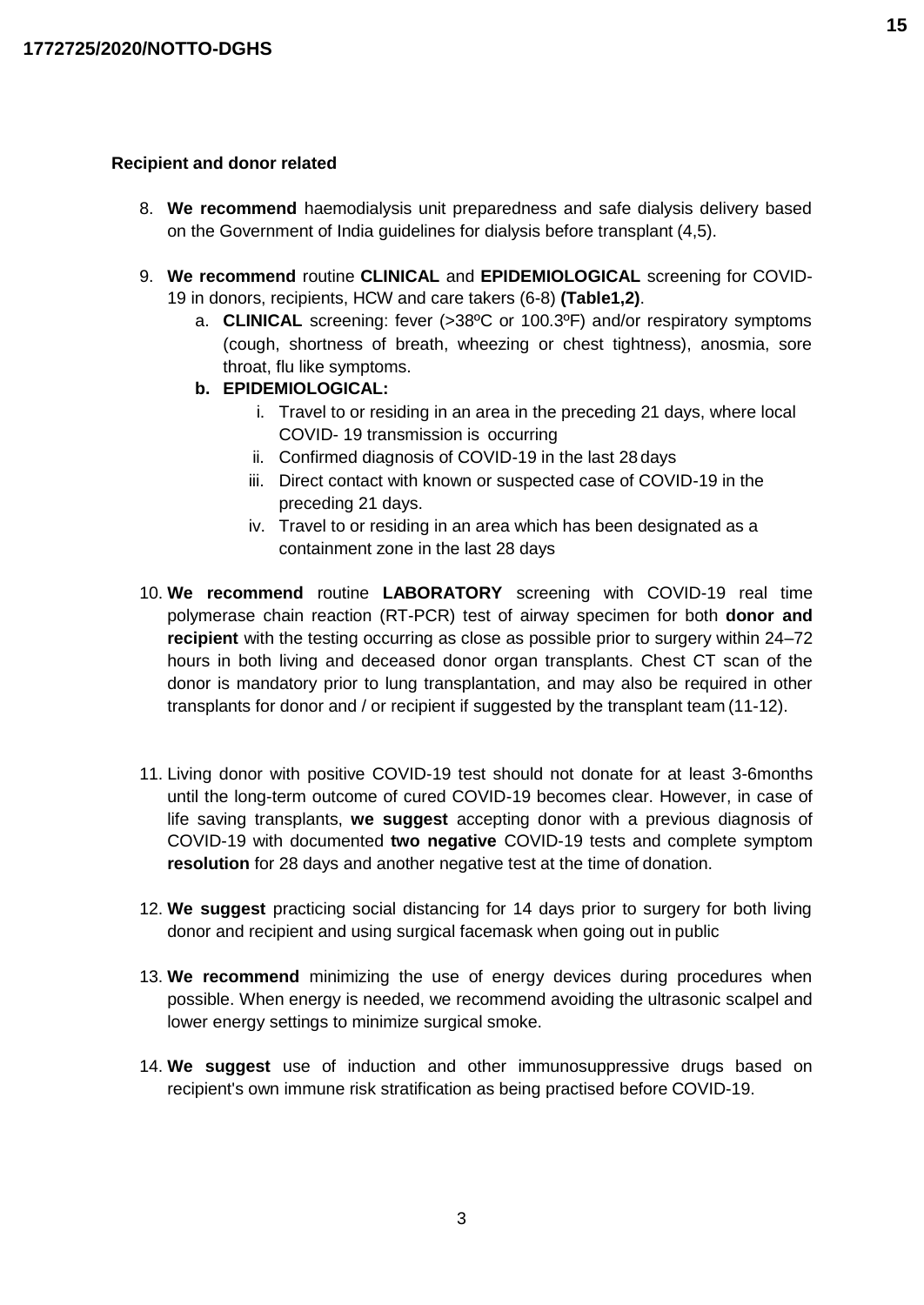**Recipient and donor related**

8. **We recommend** haemodialysis unit preparedness and safe dialysis delivery based on the Government of India guidelines for dialysis before transplant (4,5).

9. **We recommend** routine **CLINICAL** and **EPIDEMIOLOGICAL** screening for COVID-19 in donors, recipients, HCW and care takers (6-8) **(Table1,2)**.
   a. **CLINICAL** screening: fever (>38ºC or 100.3ºF) and/or respiratory symptoms (cough, shortness of breath, wheezing or chest tightness), anosmia, sore throat, flu like symptoms.
   **b. EPIDEMIOLOGICAL:**
      i. Travel to or residing in an area in the preceding 21 days, where local COVID- 19 transmission is occurring
      ii. Confirmed diagnosis of COVID-19 in the last 28 days
      iii. Direct contact with known or suspected case of COVID-19 in the preceding 21 days.
      iv. Travel to or residing in an area which has been designated as a containment zone in the last 28 days

10. **We recommend** routine **LABORATORY** screening with COVID-19 real time polymerase chain reaction (RT-PCR) test of airway specimen for both **donor and recipient** with the testing occurring as close as possible prior to surgery within 24–72 hours in both living and deceased donor organ transplants. Chest CT scan of the donor is mandatory prior to lung transplantation, and may also be required in other transplants for donor and / or recipient if suggested by the transplant team (11-12).

11. Living donor with positive COVID-19 test should not donate for at least 3-6months until the long-term outcome of cured COVID-19 becomes clear. However, in case of life saving transplants, **we suggest** accepting donor with a previous diagnosis of COVID-19 with documented **two negative** COVID-19 tests and complete symptom **resolution** for 28 days and another negative test at the time of donation.

12. **We suggest** practicing social distancing for 14 days prior to surgery for both living donor and recipient and using surgical facemask when going out in public

13. **We recommend** minimizing the use of energy devices during procedures when possible. When energy is needed, we recommend avoiding the ultrasonic scalpel and lower energy settings to minimize surgical smoke.

14. **We suggest** use of induction and other immunosuppressive drugs based on recipient's own immune risk stratification as being practised before COVID-19.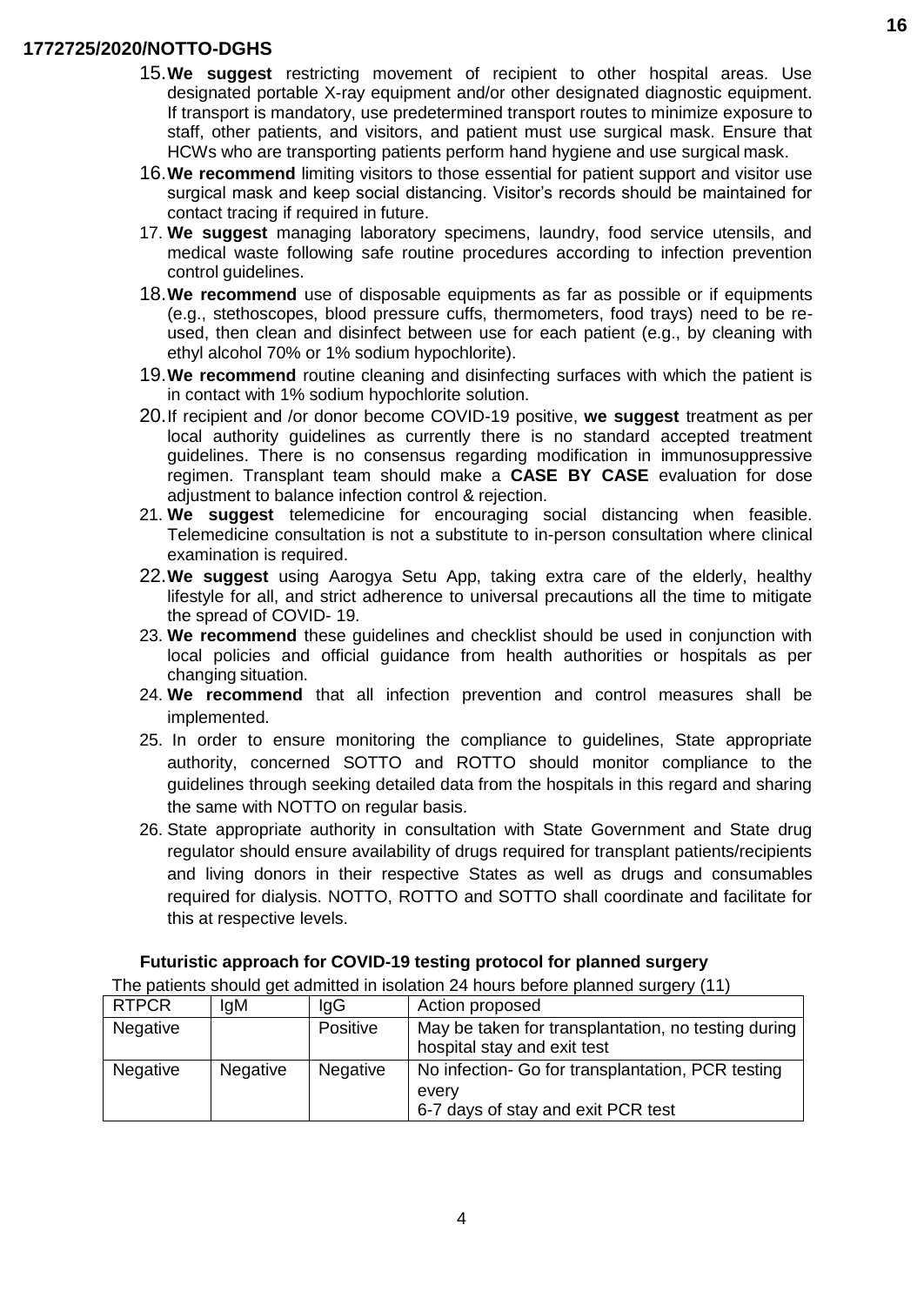15. **We suggest** restricting movement of recipient to other hospital areas. Use designated portable X-ray equipment and/or other designated diagnostic equipment. If transport is mandatory, use predetermined transport routes to minimize exposure to staff, other patients, and visitors, and patient must use surgical mask. Ensure that HCWs who are transporting patients perform hand hygiene and use surgical mask.
16. **We recommend** limiting visitors to those essential for patient support and visitor use surgical mask and keep social distancing. Visitor's records should be maintained for contact tracing if required in future.
17. **We suggest** managing laboratory specimens, laundry, food service utensils, and medical waste following safe routine procedures according to infection prevention control guidelines.
18. **We recommend** use of disposable equipments as far as possible or if equipments (e.g., stethoscopes, blood pressure cuffs, thermometers, food trays) need to be re-used, then clean and disinfect between use for each patient (e.g., by cleaning with ethyl alcohol 70% or 1% sodium hypochlorite).
19. **We recommend** routine cleaning and disinfecting surfaces with which the patient is in contact with 1% sodium hypochlorite solution.
20. If recipient and /or donor become COVID-19 positive, **we suggest** treatment as per local authority guidelines as currently there is no standard accepted treatment guidelines. There is no consensus regarding modification in immunosuppressive regimen. Transplant team should make a **CASE BY CASE** evaluation for dose adjustment to balance infection control & rejection.
21. **We suggest** telemedicine for encouraging social distancing when feasible. Telemedicine consultation is not a substitute to in-person consultation where clinical examination is required.
22. **We suggest** using Aarogya Setu App, taking extra care of the elderly, healthy lifestyle for all, and strict adherence to universal precautions all the time to mitigate the spread of COVID- 19.
23. **We recommend** these guidelines and checklist should be used in conjunction with local policies and official guidance from health authorities or hospitals as per changing situation.
24. **We recommend** that all infection prevention and control measures shall be implemented.
25. In order to ensure monitoring the compliance to guidelines, State appropriate authority, concerned SOTTO and ROTTO should monitor compliance to the guidelines through seeking detailed data from the hospitals in this regard and sharing the same with NOTTO on regular basis.
26. State appropriate authority in consultation with State Government and State drug regulator should ensure availability of drugs required for transplant patients/recipients and living donors in their respective States as well as drugs and consumables required for dialysis. NOTTO, ROTTO and SOTTO shall coordinate and facilitate for this at respective levels.

**Futuristic approach for COVID-19 testing protocol for planned surgery**

The patients should get admitted in isolation 24 hours before planned surgery (11)

| RTPCR | IgM | IgG | Action proposed |
|---|---|---|---|
| Negative | | Positive | May be taken for transplantation, no testing during hospital stay and exit test |
| Negative | Negative | Negative | No infection- Go for transplantation, PCR testing every 6-7 days of stay and exit PCR test |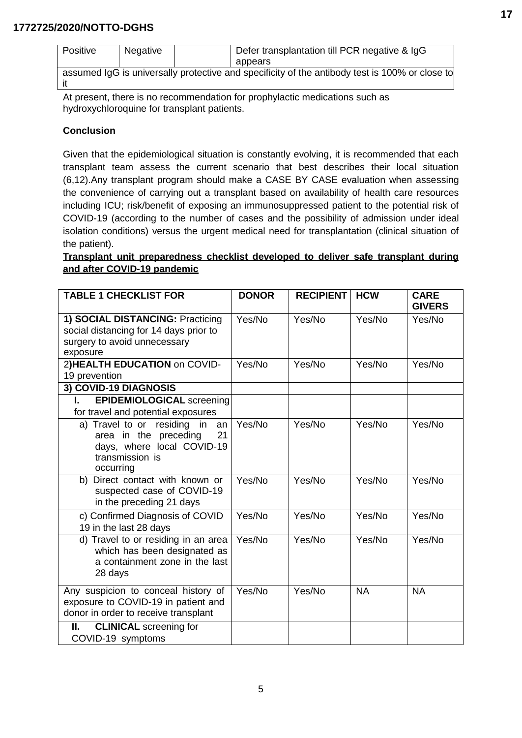| Positive | Negative | | Defer transplantation till PCR negative & IgG appears |
|---|---|---|---|
| assumed IgG is universally protective and specificity of the antibody test is 100% or close to it | | | |

At present, there is no recommendation for prophylactic medications such as hydroxychloroquine for transplant patients.

**Conclusion**

Given that the epidemiological situation is constantly evolving, it is recommended that each transplant team assess the current scenario that best describes their local situation (6,12).Any transplant program should make a CASE BY CASE evaluation when assessing the convenience of carrying out a transplant based on availability of health care resources including ICU; risk/benefit of exposing an immunosuppressed patient to the potential risk of COVID-19 (according to the number of cases and the possibility of admission under ideal isolation conditions) versus the urgent medical need for transplantation (clinical situation of the patient).

**Transplant unit preparedness checklist developed to deliver safe transplant during and after COVID-19 pandemic**

| **TABLE 1 CHECKLIST FOR** | **DONOR** | **RECIPIENT** | **HCW** | **CARE GIVERS** |
|---|---|---|---|---|
| **1) SOCIAL DISTANCING:** Practicing social distancing for 14 days prior to surgery to avoid unnecessary exposure | Yes/No | Yes/No | Yes/No | Yes/No |
| 2)**HEALTH EDUCATION** on COVID-19 prevention | Yes/No | Yes/No | Yes/No | Yes/No |
| **3) COVID-19 DIAGNOSIS** | | | | |
| **I. EPIDEMIOLOGICAL** screening for travel and potential exposures | | | | |
| a) Travel to or residing in an area in the preceding 21 days, where local COVID-19 transmission is occurring | Yes/No | Yes/No | Yes/No | Yes/No |
| b) Direct contact with known or suspected case of COVID-19 in the preceding 21 days | Yes/No | Yes/No | Yes/No | Yes/No |
| c) Confirmed Diagnosis of COVID 19 in the last 28 days | Yes/No | Yes/No | Yes/No | Yes/No |
| d) Travel to or residing in an area which has been designated as a containment zone in the last 28 days | Yes/No | Yes/No | Yes/No | Yes/No |
| Any suspicion to conceal history of exposure to COVID-19 in patient and donor in order to receive transplant | Yes/No | Yes/No | NA | NA |
| **II. CLINICAL** screening for COVID-19 symptoms | | | | |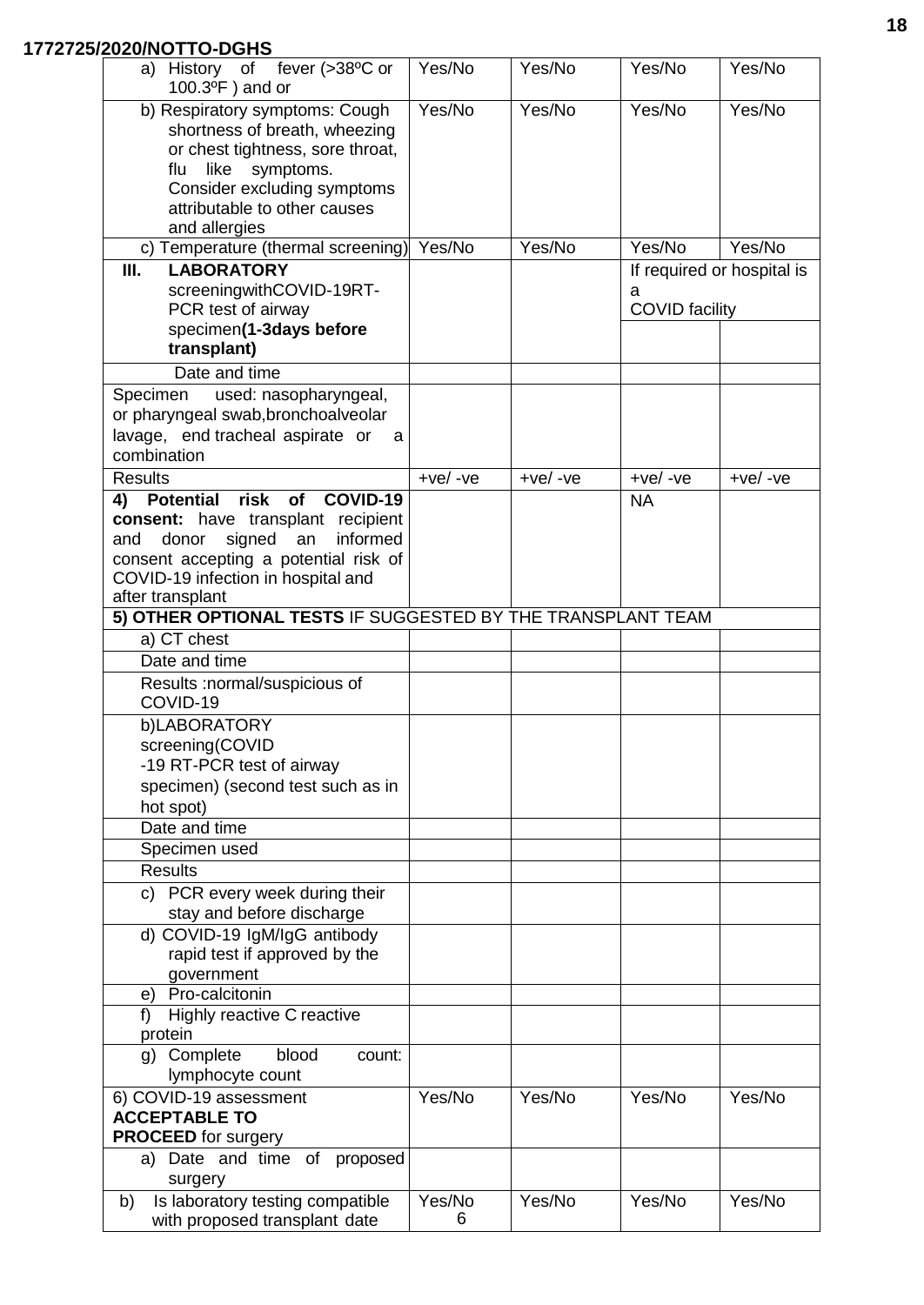1772725/2020/NOTTO-DGHS

| | | | | |
|---|---|---|---|---|
| a) History of fever (>38ºC or 100.3ºF ) and or | Yes/No | Yes/No | Yes/No | Yes/No |
| b) Respiratory symptoms: Cough shortness of breath, wheezing or chest tightness, sore throat, flu like symptoms. Consider excluding symptoms attributable to other causes and allergies | Yes/No | Yes/No | Yes/No | Yes/No |
| c) Temperature (thermal screening) | Yes/No | Yes/No | Yes/No | Yes/No |
| **III. LABORATORY** screeningwithCOVID-19RT-PCR test of airway specimen**(1-3days before transplant)** | | | If required or hospital is a COVID facility | |
| Date and time | | | | |
| Specimen used: nasopharyngeal, or pharyngeal swab,bronchoalveolar lavage, end tracheal aspirate or a combination | | | | |
| Results | +ve/ -ve | +ve/ -ve | +ve/ -ve | +ve/ -ve |
| **4) Potential risk of COVID-19 consent:** have transplant recipient and donor signed an informed consent accepting a potential risk of COVID-19 infection in hospital and after transplant | | | NA | |
| **5) OTHER OPTIONAL TESTS** IF SUGGESTED BY THE TRANSPLANT TEAM | | | | |
| a) CT chest | | | | |
| Date and time | | | | |
| Results :normal/suspicious of COVID-19 | | | | |
| b)LABORATORY screening(COVID -19 RT-PCR test of airway specimen) (second test such as in hot spot) | | | | |
| Date and time | | | | |
| Specimen used | | | | |
| Results | | | | |
| c) PCR every week during their stay and before discharge | | | | |
| d) COVID-19 IgM/IgG antibody rapid test if approved by the government | | | | |
| e) Pro-calcitonin | | | | |
| f) Highly reactive C reactive protein | | | | |
| g) Complete blood count: lymphocyte count | | | | |
| 6) COVID-19 assessment **ACCEPTABLE TO PROCEED** for surgery | Yes/No | Yes/No | Yes/No | Yes/No |
| a) Date and time of proposed surgery | | | | |
| b) Is laboratory testing compatible with proposed transplant date | Yes/No | Yes/No | Yes/No | Yes/No |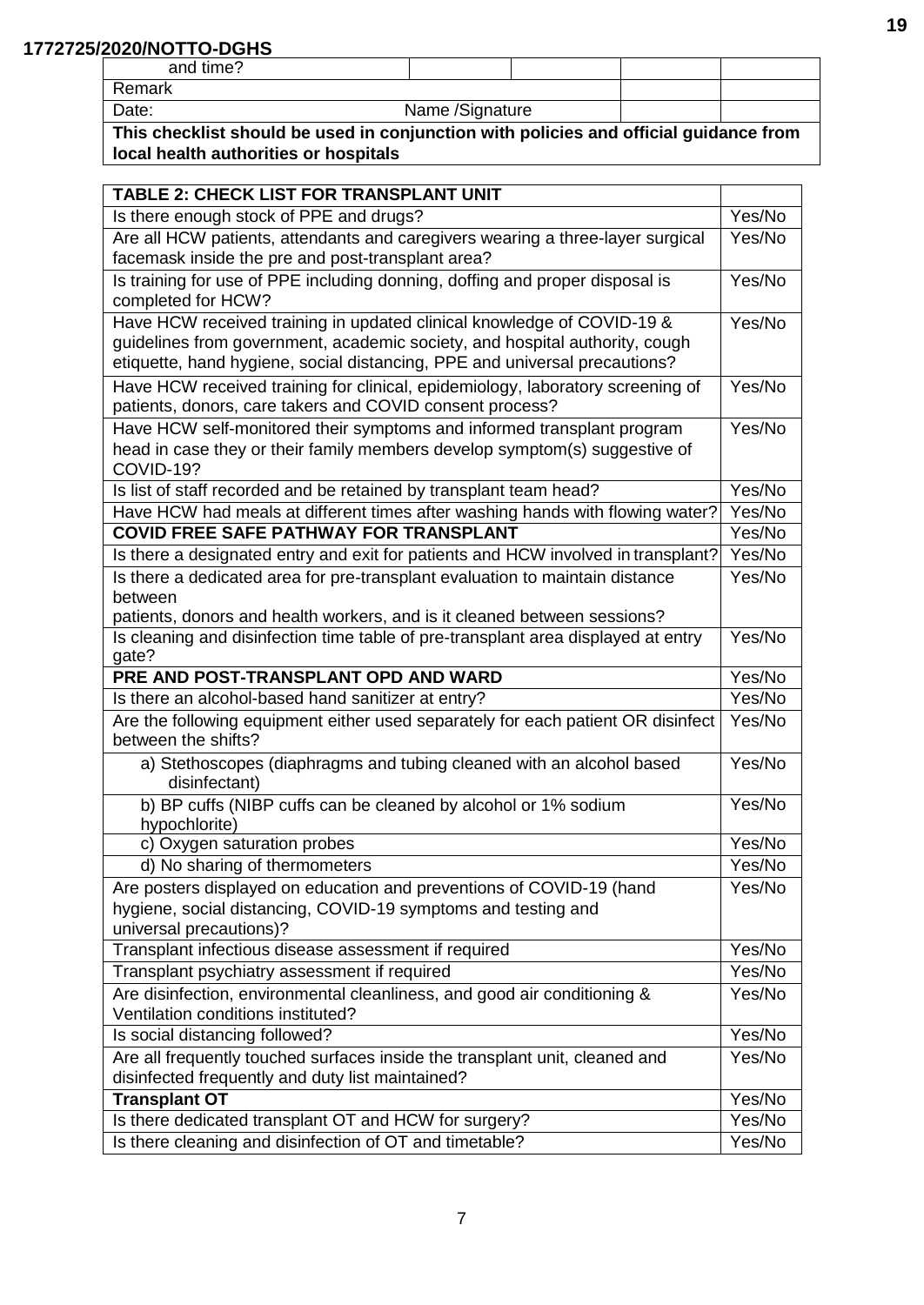| and time? | | | | |
|---|---|---|---|---|
| Remark | | | | |
| Date: | Name /Signature | | | |
| **This checklist should be used in conjunction with policies and official guidance from local health authorities or hospitals** | | | | |

| **TABLE 2: CHECK LIST FOR TRANSPLANT UNIT** | |
|---|---|
| Is there enough stock of PPE and drugs? | Yes/No |
| Are all HCW patients, attendants and caregivers wearing a three-layer surgical facemask inside the pre and post-transplant area? | Yes/No |
| Is training for use of PPE including donning, doffing and proper disposal is completed for HCW? | Yes/No |
| Have HCW received training in updated clinical knowledge of COVID-19 & guidelines from government, academic society, and hospital authority, cough etiquette, hand hygiene, social distancing, PPE and universal precautions? | Yes/No |
| Have HCW received training for clinical, epidemiology, laboratory screening of patients, donors, care takers and COVID consent process? | Yes/No |
| Have HCW self-monitored their symptoms and informed transplant program head in case they or their family members develop symptom(s) suggestive of COVID-19? | Yes/No |
| Is list of staff recorded and be retained by transplant team head? | Yes/No |
| Have HCW had meals at different times after washing hands with flowing water? | Yes/No |
| **COVID FREE SAFE PATHWAY FOR TRANSPLANT** | Yes/No |
| Is there a designated entry and exit for patients and HCW involved in transplant? | Yes/No |
| Is there a dedicated area for pre-transplant evaluation to maintain distance between patients, donors and health workers, and is it cleaned between sessions? | Yes/No |
| Is cleaning and disinfection time table of pre-transplant area displayed at entry gate? | Yes/No |
| **PRE AND POST-TRANSPLANT OPD AND WARD** | Yes/No |
| Is there an alcohol-based hand sanitizer at entry? | Yes/No |
| Are the following equipment either used separately for each patient OR disinfect between the shifts? | Yes/No |
| a) Stethoscopes (diaphragms and tubing cleaned with an alcohol based disinfectant) | Yes/No |
| b) BP cuffs (NIBP cuffs can be cleaned by alcohol or 1% sodium hypochlorite) | Yes/No |
| c) Oxygen saturation probes | Yes/No |
| d) No sharing of thermometers | Yes/No |
| Are posters displayed on education and preventions of COVID-19 (hand hygiene, social distancing, COVID-19 symptoms and testing and universal precautions)? | Yes/No |
| Transplant infectious disease assessment if required | Yes/No |
| Transplant psychiatry assessment if required | Yes/No |
| Are disinfection, environmental cleanliness, and good air conditioning & Ventilation conditions instituted? | Yes/No |
| Is social distancing followed? | Yes/No |
| Are all frequently touched surfaces inside the transplant unit, cleaned and disinfected frequently and duty list maintained? | Yes/No |
| **Transplant OT** | Yes/No |
| Is there dedicated transplant OT and HCW for surgery? | Yes/No |
| Is there cleaning and disinfection of OT and timetable? | Yes/No |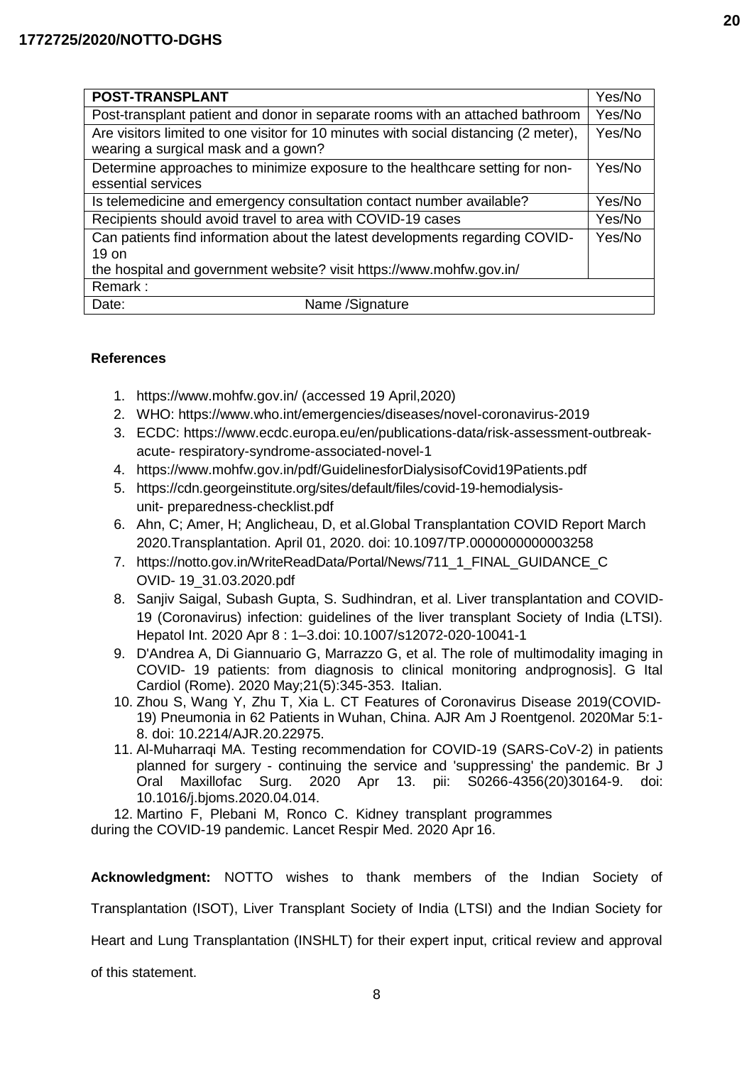| POST-TRANSPLANT | Yes/No |
|---|---|
| Post-transplant patient and donor in separate rooms with an attached bathroom | Yes/No |
| Are visitors limited to one visitor for 10 minutes with social distancing (2 meter), wearing a surgical mask and a gown? | Yes/No |
| Determine approaches to minimize exposure to the healthcare setting for non-essential services | Yes/No |
| Is telemedicine and emergency consultation contact number available? | Yes/No |
| Recipients should avoid travel to area with COVID-19 cases | Yes/No |
| Can patients find information about the latest developments regarding COVID-19 on the hospital and government website? visit https://www.mohfw.gov.in/ | Yes/No |
| Remark : | |
| Date: Name /Signature | |

**References**

1. https://www.mohfw.gov.in/ (accessed 19 April,2020)
2. WHO: https://www.who.int/emergencies/diseases/novel-coronavirus-2019
3. ECDC: https://www.ecdc.europa.eu/en/publications-data/risk-assessment-outbreak-acute- respiratory-syndrome-associated-novel-1
4. https://www.mohfw.gov.in/pdf/GuidelinesforDialysisofCovid19Patients.pdf
5. https://cdn.georgeinstitute.org/sites/default/files/covid-19-hemodialysis-unit- preparedness-checklist.pdf
6. Ahn, C; Amer, H; Anglicheau, D, et al.Global Transplantation COVID Report March 2020.Transplantation. April 01, 2020. doi: 10.1097/TP.0000000000003258
7. https://notto.gov.in/WriteReadData/Portal/News/711_1_FINAL_GUIDANCE_COVID- 19_31.03.2020.pdf
8. Sanjiv Saigal, Subash Gupta, S. Sudhindran, et al. Liver transplantation and COVID-19 (Coronavirus) infection: guidelines of the liver transplant Society of India (LTSI). Hepatol Int. 2020 Apr 8 : 1–3.doi: 10.1007/s12072-020-10041-1
9. D'Andrea A, Di Giannuario G, Marrazzo G, et al. The role of multimodality imaging in COVID- 19 patients: from diagnosis to clinical monitoring andprognosis]. G Ital Cardiol (Rome). 2020 May;21(5):345-353. Italian.
10. Zhou S, Wang Y, Zhu T, Xia L. CT Features of Coronavirus Disease 2019(COVID-19) Pneumonia in 62 Patients in Wuhan, China. AJR Am J Roentgenol. 2020Mar 5:1-8. doi: 10.2214/AJR.20.22975.
11. Al-Muharraqi MA. Testing recommendation for COVID-19 (SARS-CoV-2) in patients planned for surgery - continuing the service and 'suppressing' the pandemic. Br J Oral Maxillofac Surg. 2020 Apr 13. pii: S0266-4356(20)30164-9. doi: 10.1016/j.bjoms.2020.04.014.
12. Martino F, Plebani M, Ronco C. Kidney transplant programmes during the COVID-19 pandemic. Lancet Respir Med. 2020 Apr 16.

**Acknowledgment:** NOTTO wishes to thank members of the Indian Society of Transplantation (ISOT), Liver Transplant Society of India (LTSI) and the Indian Society for Heart and Lung Transplantation (INSHLT) for their expert input, critical review and approval of this statement.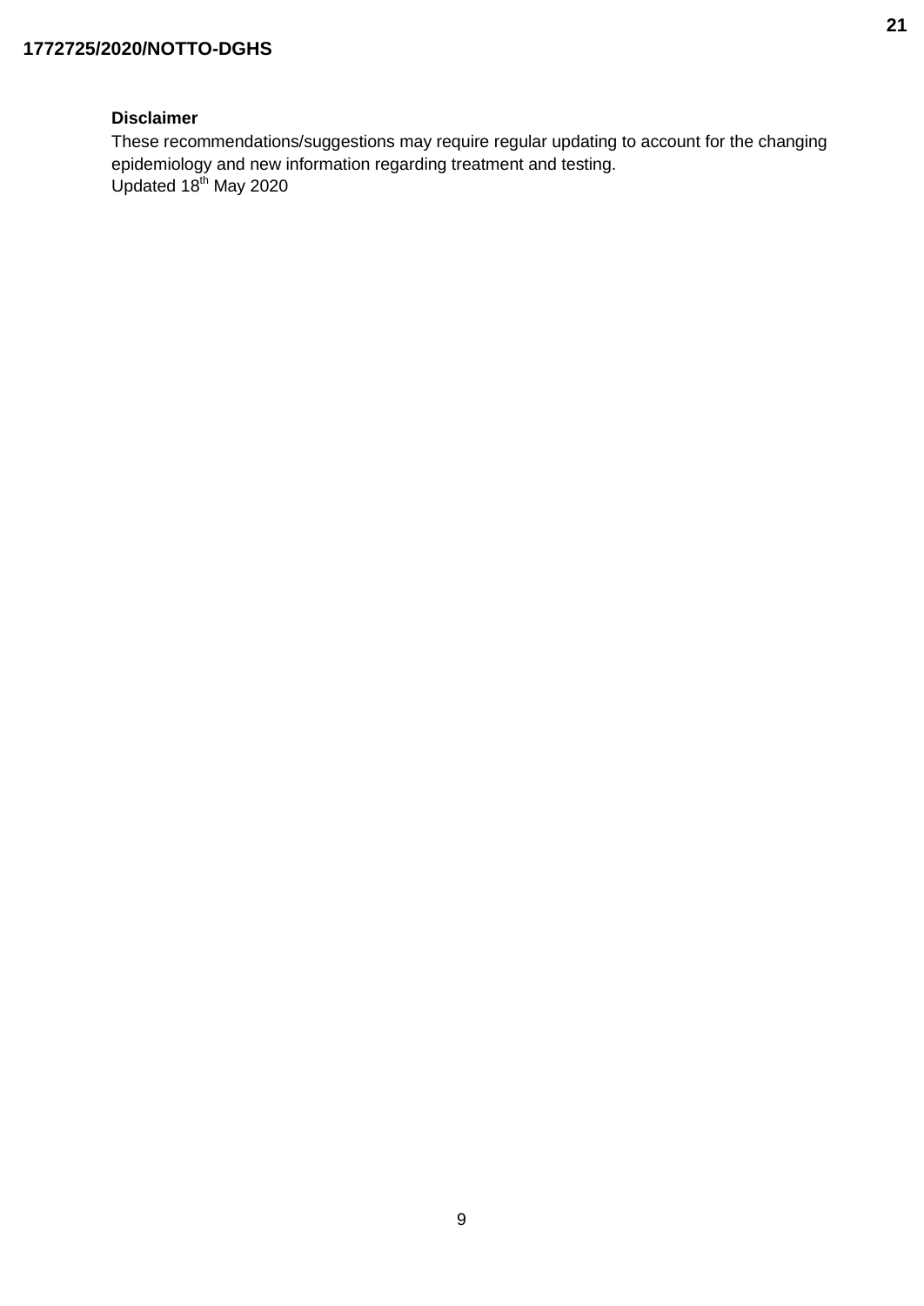**Disclaimer**

These recommendations/suggestions may require regular updating to account for the changing epidemiology and new information regarding treatment and testing.

Updated 18th May 2020